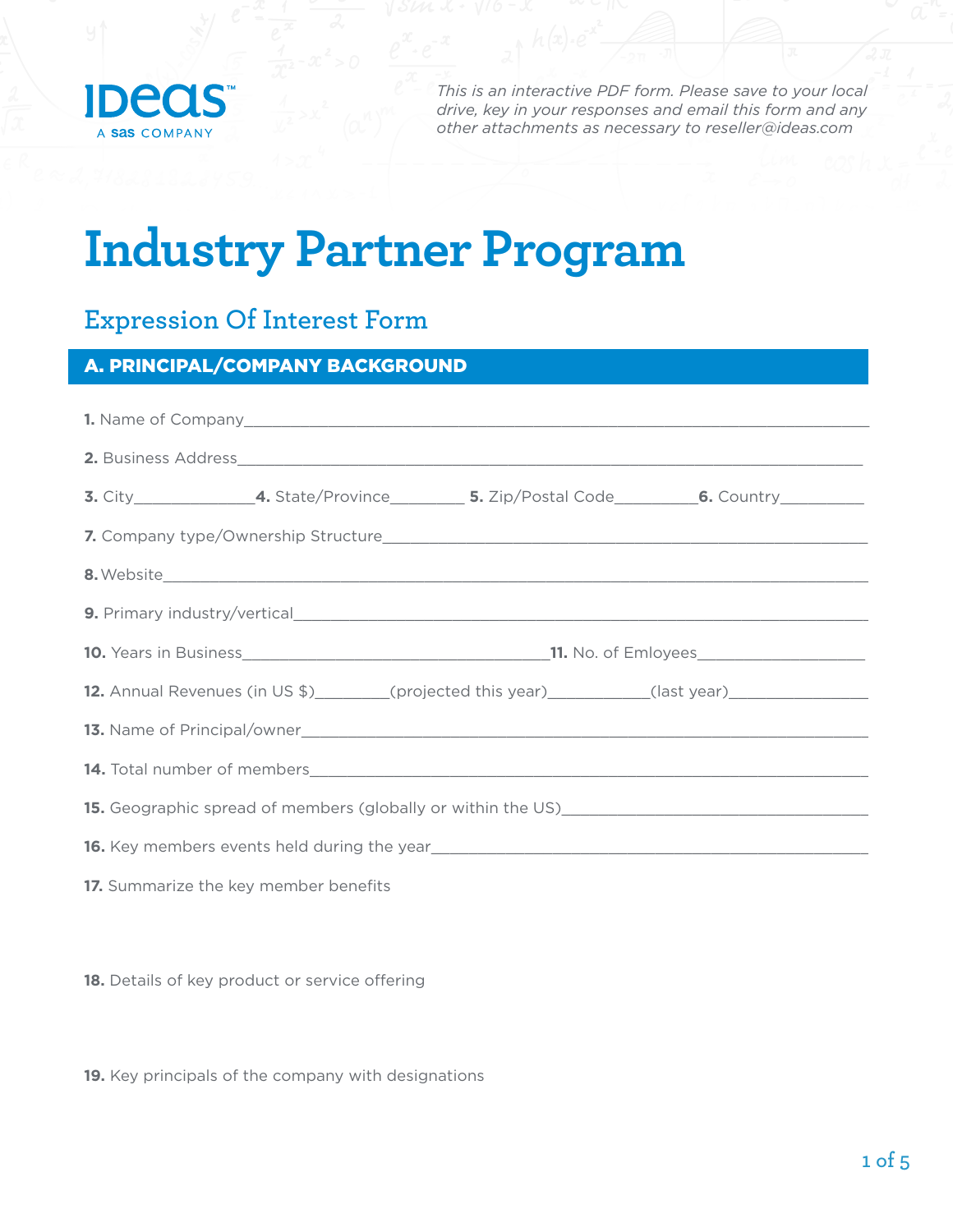IDeaS

A sas COMPANY

*This is an interactive PDF form. Please save to your local drive, key in your responses and email this form and any other attachments as necessary to reseller@ideas.com*

# Industry Partner Program

## Expression Of Interest Form

### A. PRINCIPAL/COMPANY BACKGROUND

**1.** Name of Company_______________________________________________

**2.** Business Address_______________________________________________

**3.** City____________ **4.** State/Province________ **5.** Zip/Postal Code_________ **6.** Country_________

**7.** Company type/Ownership Structure_______________________________________________

**8.** Website_______________________________________________

**9.** Primary industry/vertical_______________________________________________

**10.** Years in Business_________________________ **11.** No. of Emloyees_______________

**12.** Annual Revenues (in US $)________(projected this year)___________(last year)_______________

**13.** Name of Principal/owner_______________________________________________

**14.** Total number of members_______________________________________________

**15.** Geographic spread of members (globally or within the US)_______________________________

**16.** Key members events held during the year_______________________________________________

**17.** Summarize the key member benefits

**18.** Details of key product or service offering

**19.** Key principals of the company with designations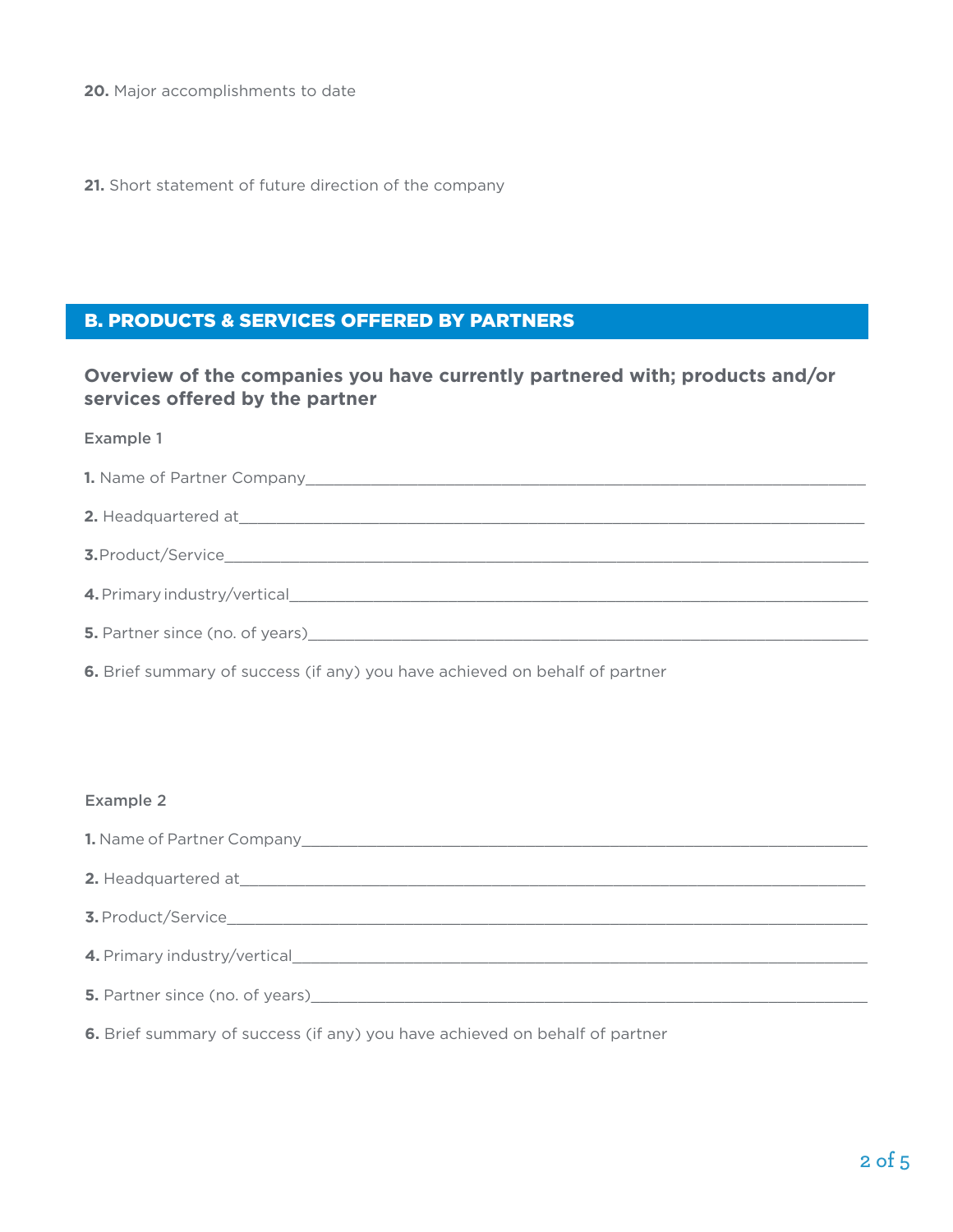**20.** Major accomplishments to date

**21.** Short statement of future direction of the company

## B. PRODUCTS & SERVICES OFFERED BY PARTNERS

### Overview of the companies you have currently partnered with; products and/or services offered by the partner

Example 1

**1.** Name of Partner Company______________________________________________________________

**2.** Headquartered at_____________________________________________________________________

**3.** Product/Service______________________________________________________________________

**4.** Primary industry/vertical______________________________________________________________

**5.** Partner since (no. of years)___________________________________________________________

**6.** Brief summary of success (if any) you have achieved on behalf of partner

Example 2

**1.** Name of Partner Company______________________________________________________________

**2.** Headquartered at_____________________________________________________________________

**3.** Product/Service______________________________________________________________________

**4.** Primary industry/vertical______________________________________________________________

**5.** Partner since (no. of years)___________________________________________________________

**6.** Brief summary of success (if any) you have achieved on behalf of partner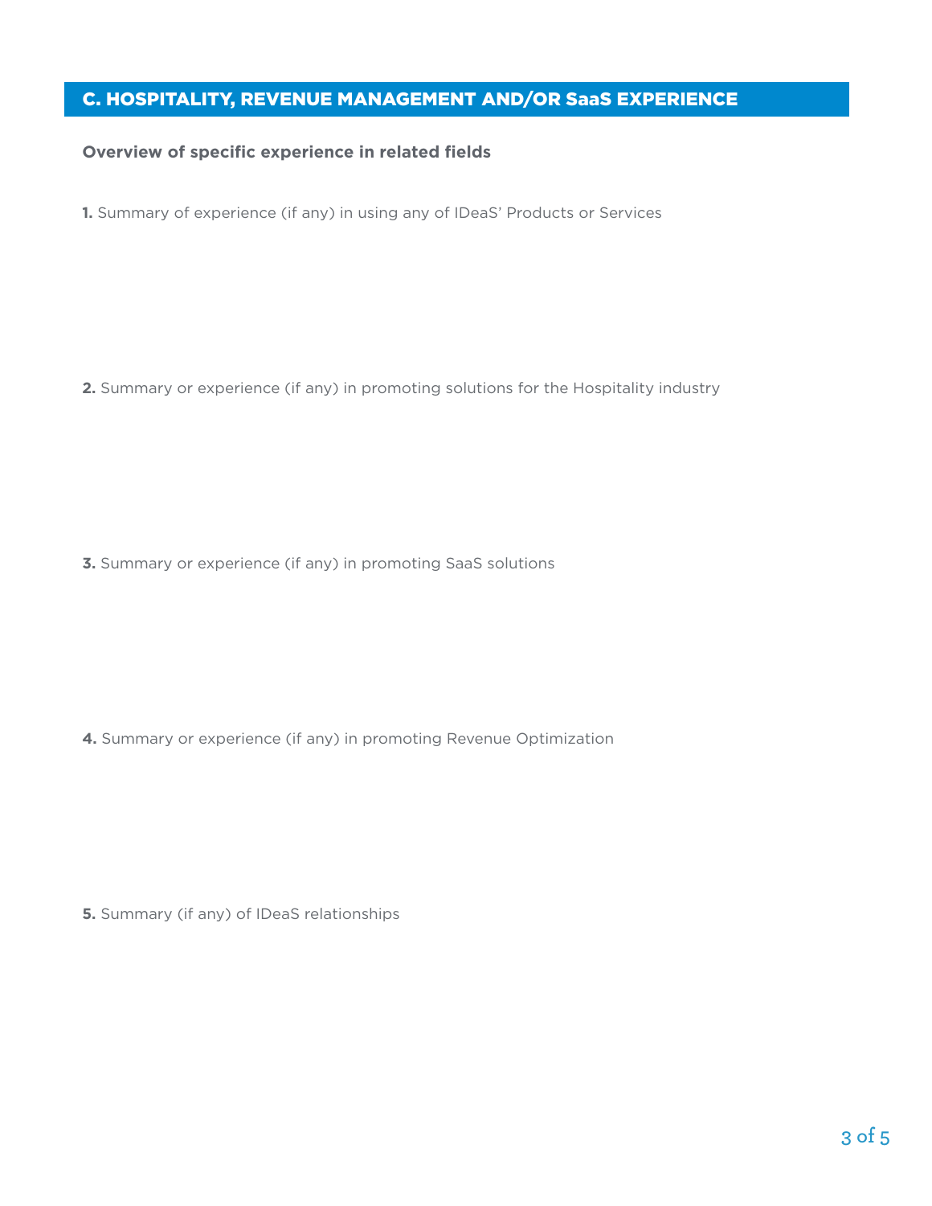## C. HOSPITALITY, REVENUE MANAGEMENT AND/OR SaaS EXPERIENCE

**Overview of specific experience in related fields**

**1.** Summary of experience (if any) in using any of IDeaS' Products or Services

**2.** Summary or experience (if any) in promoting solutions for the Hospitality industry

**3.** Summary or experience (if any) in promoting SaaS solutions

**4.** Summary or experience (if any) in promoting Revenue Optimization

**5.** Summary (if any) of IDeaS relationships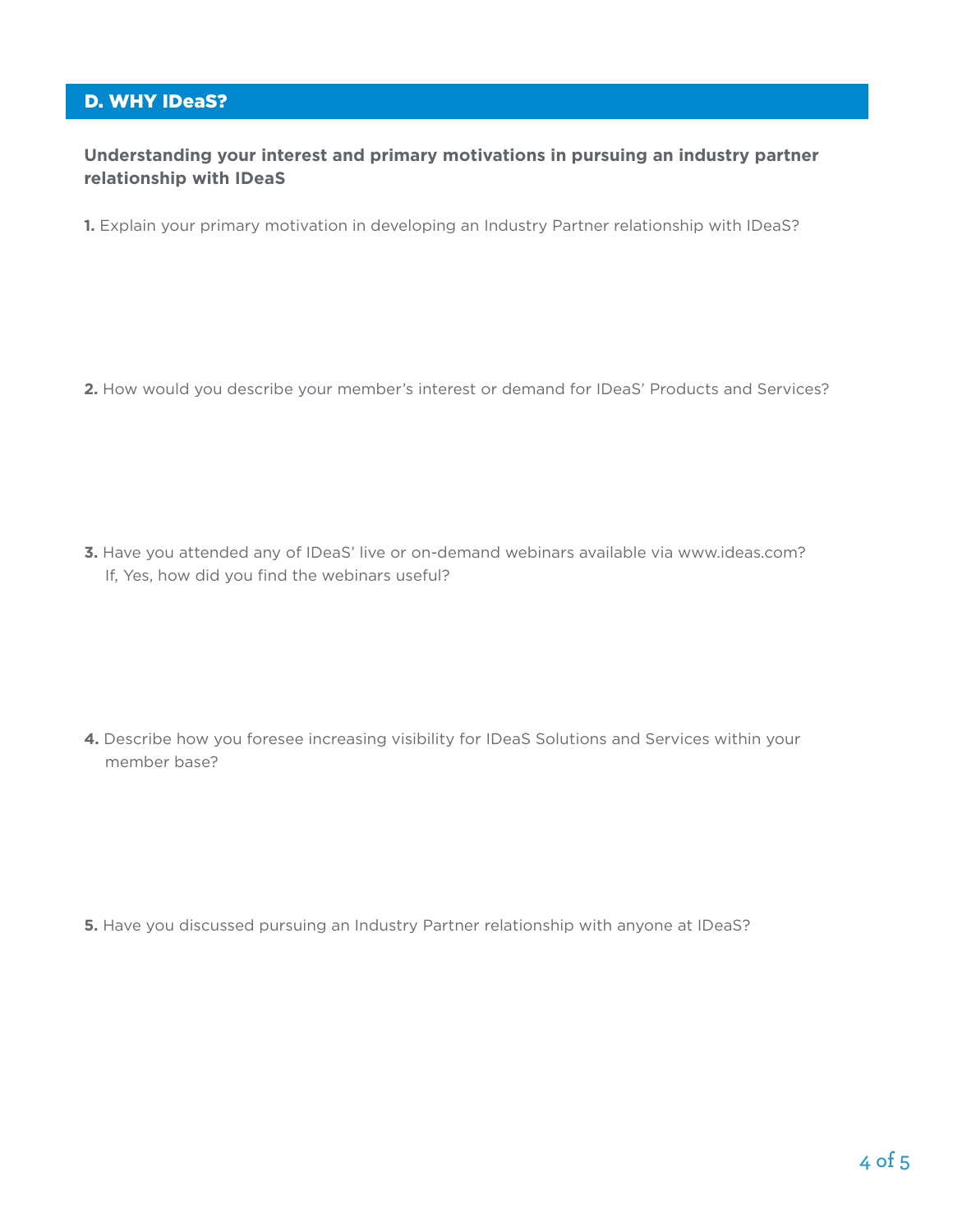## D. WHY IDeaS?

**Understanding your interest and primary motivations in pursuing an industry partner relationship with IDeaS**

**1.** Explain your primary motivation in developing an Industry Partner relationship with IDeaS?

**2.** How would you describe your member's interest or demand for IDeaS' Products and Services?

**3.** Have you attended any of IDeaS' live or on-demand webinars available via www.ideas.com? If, Yes, how did you find the webinars useful?

**4.** Describe how you foresee increasing visibility for IDeaS Solutions and Services within your member base?

**5.** Have you discussed pursuing an Industry Partner relationship with anyone at IDeaS?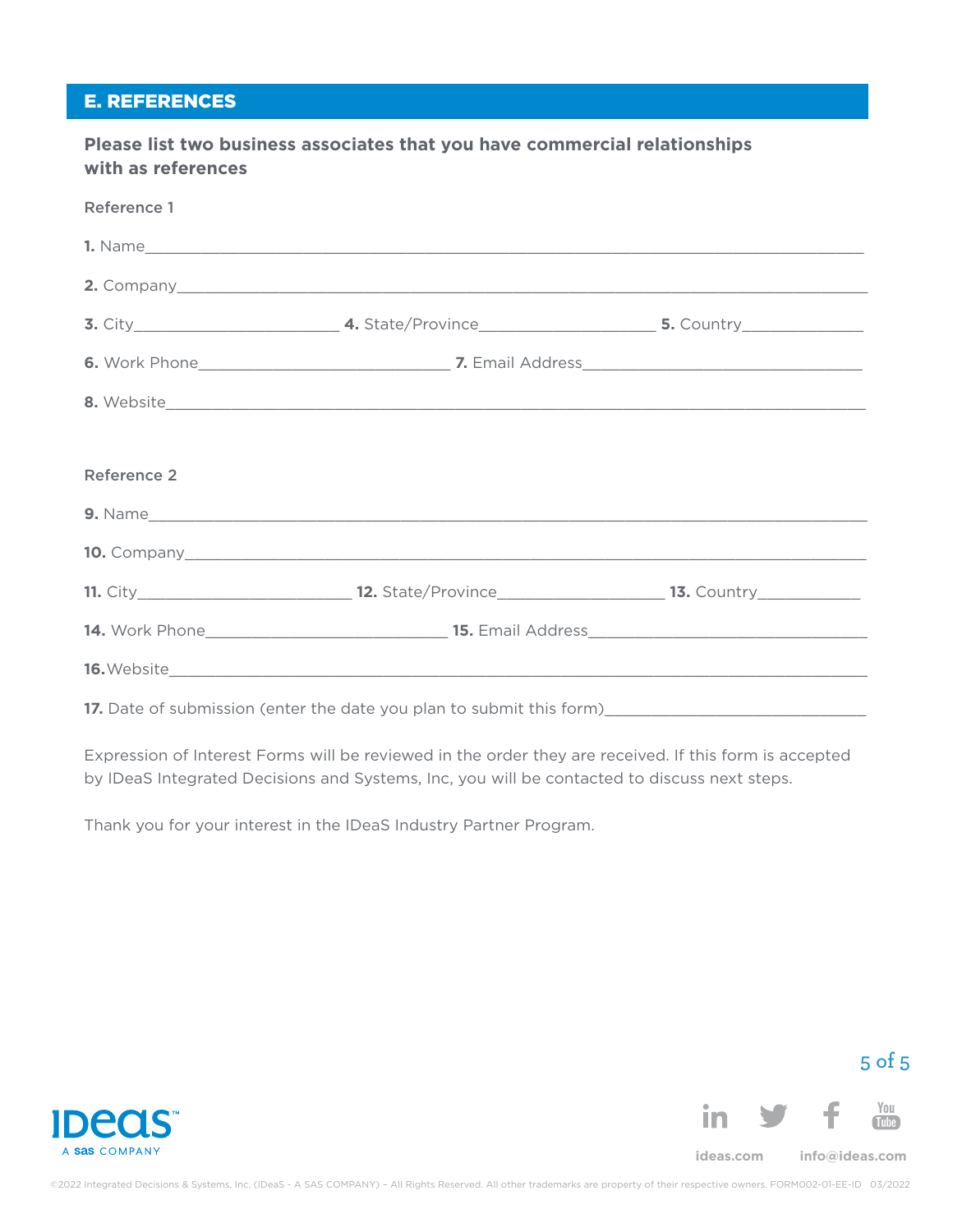## E. REFERENCES

**Please list two business associates that you have commercial relationships with as references**

Reference 1

**1.** Name______________________________________________________________________________

**2.** Company___________________________________________________________________________

**3.** City______________________ **4.** State/Province___________________ **5.** Country_____________

**6.** Work Phone___________________________ **7.** Email Address______________________________

**8.** Website____________________________________________________________________________

Reference 2

**9.** Name______________________________________________________________________________

**10.** Company__________________________________________________________________________

**11.** City_______________________ **12.** State/Province__________________ **13.** Country___________

**14.** Work Phone__________________________ **15.** Email Address______________________________

**16.** Website___________________________________________________________________________

**17.** Date of submission (enter the date you plan to submit this form)____________________________

Expression of Interest Forms will be reviewed in the order they are received. If this form is accepted by IDeaS Integrated Decisions and Systems, Inc, you will be contacted to discuss next steps.

Thank you for your interest in the IDeaS Industry Partner Program.

IDeaS™ A SAS COMPANY

ideas.com info@ideas.com

©2022 Integrated Decisions & Systems, Inc. (IDeaS - A SAS COMPANY) – All Rights Reserved. All other trademarks are property of their respective owners. FORM002-01-EE-ID 03/2022